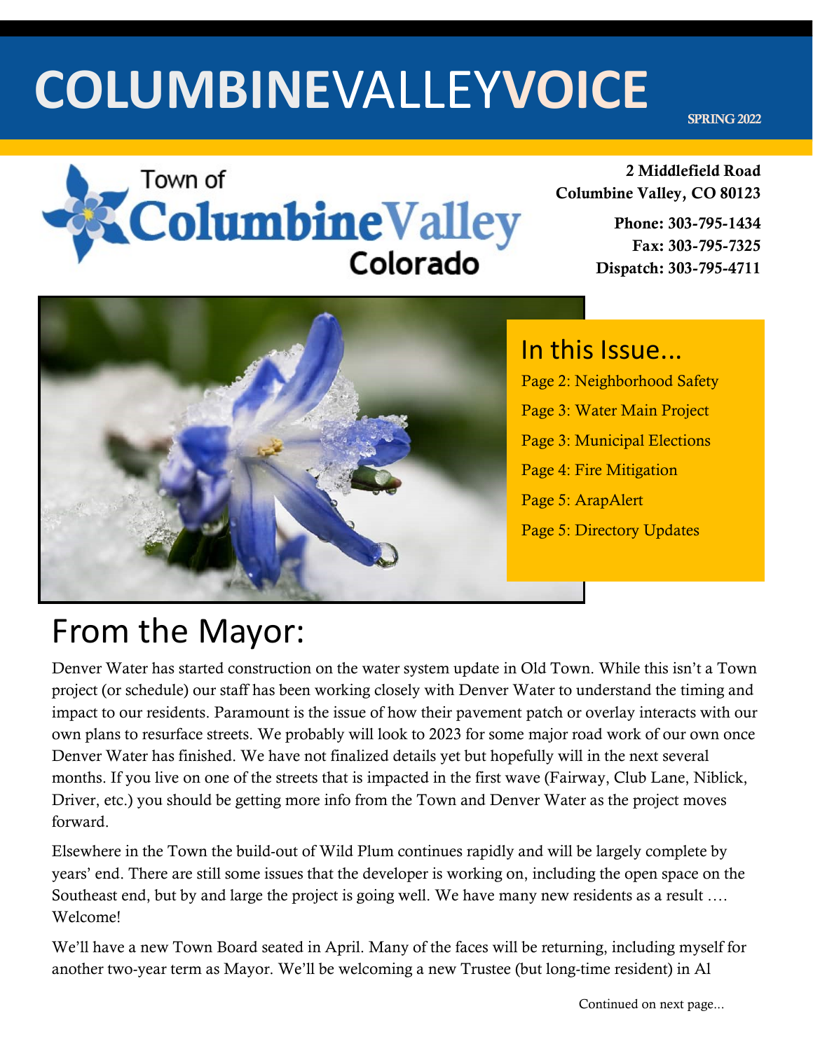# COLUMBINEVALLEYVOICE

SPRING 2022

Town of Columbine Valley Colorado

**2 Middlefield Road**
**Columbine Valley, CO 80123**

**Phone: 303-795-1434**
**Fax: 303-795-7325**
**Dispatch: 303-795-4711**

## In this Issue...

Page 2: Neighborhood Safety

Page 3: Water Main Project

Page 3: Municipal Elections

Page 4: Fire Mitigation

Page 5: ArapAlert

Page 5: Directory Updates

# From the Mayor:

Denver Water has started construction on the water system update in Old Town. While this isn't a Town project (or schedule) our staff has been working closely with Denver Water to understand the timing and impact to our residents. Paramount is the issue of how their pavement patch or overlay interacts with our own plans to resurface streets. We probably will look to 2023 for some major road work of our own once Denver Water has finished. We have not finalized details yet but hopefully will in the next several months. If you live on one of the streets that is impacted in the first wave (Fairway, Club Lane, Niblick, Driver, etc.) you should be getting more info from the Town and Denver Water as the project moves forward.

Elsewhere in the Town the build-out of Wild Plum continues rapidly and will be largely complete by years' end. There are still some issues that the developer is working on, including the open space on the Southeast end, but by and large the project is going well. We have many new residents as a result …. Welcome!

We'll have a new Town Board seated in April. Many of the faces will be returning, including myself for another two-year term as Mayor. We'll be welcoming a new Trustee (but long-time resident) in Al

Continued on next page...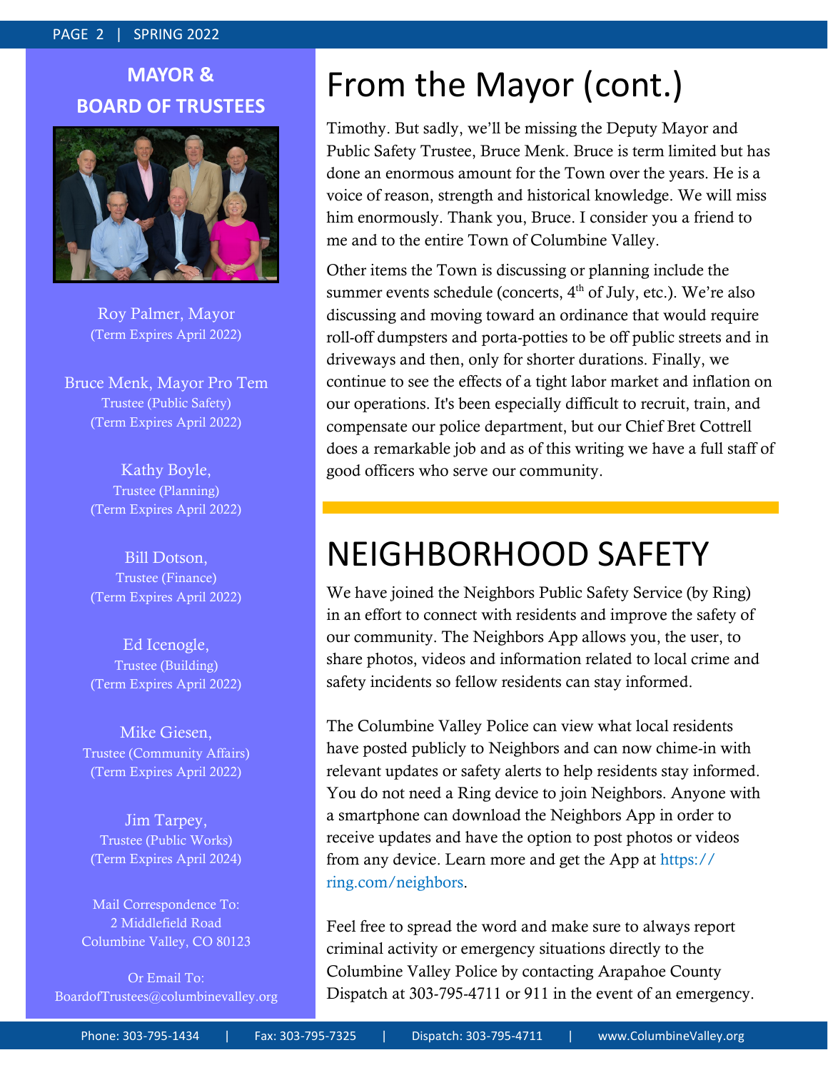## MAYOR & BOARD OF TRUSTEES

Roy Palmer, Mayor
(Term Expires April 2022)

Bruce Menk, Mayor Pro Tem
Trustee (Public Safety)
(Term Expires April 2022)

Kathy Boyle,
Trustee (Planning)
(Term Expires April 2022)

Bill Dotson,
Trustee (Finance)
(Term Expires April 2022)

Ed Icenogle,
Trustee (Building)
(Term Expires April 2022)

Mike Giesen,
Trustee (Community Affairs)
(Term Expires April 2022)

Jim Tarpey,
Trustee (Public Works)
(Term Expires April 2024)

Mail Correspondence To:
2 Middlefield Road
Columbine Valley, CO 80123

Or Email To:
BoardofTrustees@columbinevalley.org

# From the Mayor (cont.)

Timothy. But sadly, we'll be missing the Deputy Mayor and Public Safety Trustee, Bruce Menk. Bruce is term limited but has done an enormous amount for the Town over the years. He is a voice of reason, strength and historical knowledge. We will miss him enormously. Thank you, Bruce. I consider you a friend to me and to the entire Town of Columbine Valley.

Other items the Town is discussing or planning include the summer events schedule (concerts, 4th of July, etc.). We're also discussing and moving toward an ordinance that would require roll-off dumpsters and porta-potties to be off public streets and in driveways and then, only for shorter durations. Finally, we continue to see the effects of a tight labor market and inflation on our operations. It's been especially difficult to recruit, train, and compensate our police department, but our Chief Bret Cottrell does a remarkable job and as of this writing we have a full staff of good officers who serve our community.

# NEIGHBORHOOD SAFETY

We have joined the Neighbors Public Safety Service (by Ring) in an effort to connect with residents and improve the safety of our community. The Neighbors App allows you, the user, to share photos, videos and information related to local crime and safety incidents so fellow residents can stay informed.

The Columbine Valley Police can view what local residents have posted publicly to Neighbors and can now chime-in with relevant updates or safety alerts to help residents stay informed. You do not need a Ring device to join Neighbors. Anyone with a smartphone can download the Neighbors App in order to receive updates and have the option to post photos or videos from any device. Learn more and get the App at https://ring.com/neighbors.

Feel free to spread the word and make sure to always report criminal activity or emergency situations directly to the Columbine Valley Police by contacting Arapahoe County Dispatch at 303-795-4711 or 911 in the event of an emergency.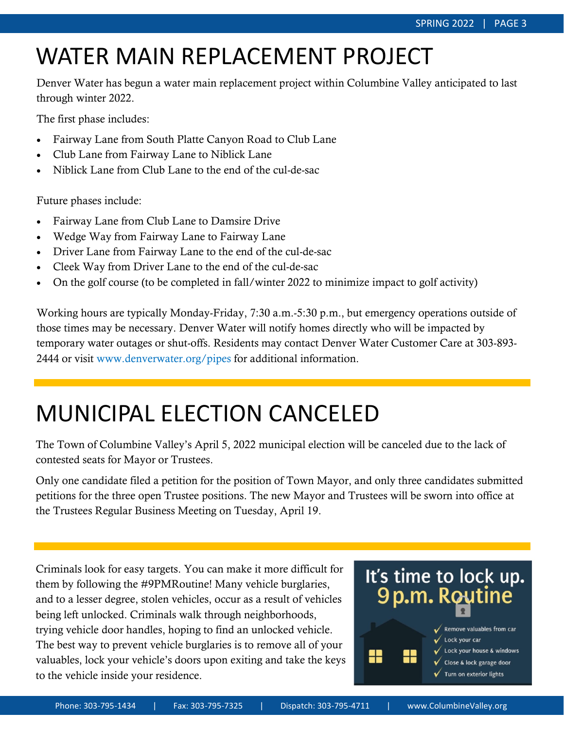# WATER MAIN REPLACEMENT PROJECT

Denver Water has begun a water main replacement project within Columbine Valley anticipated to last through winter 2022.

The first phase includes:

- Fairway Lane from South Platte Canyon Road to Club Lane
- Club Lane from Fairway Lane to Niblick Lane
- Niblick Lane from Club Lane to the end of the cul-de-sac

Future phases include:

- Fairway Lane from Club Lane to Damsire Drive
- Wedge Way from Fairway Lane to Fairway Lane
- Driver Lane from Fairway Lane to the end of the cul-de-sac
- Cleek Way from Driver Lane to the end of the cul-de-sac
- On the golf course (to be completed in fall/winter 2022 to minimize impact to golf activity)

Working hours are typically Monday-Friday, 7:30 a.m.-5:30 p.m., but emergency operations outside of those times may be necessary. Denver Water will notify homes directly who will be impacted by temporary water outages or shut-offs. Residents may contact Denver Water Customer Care at 303-893-2444 or visit www.denverwater.org/pipes for additional information.

# MUNICIPAL ELECTION CANCELED

The Town of Columbine Valley's April 5, 2022 municipal election will be canceled due to the lack of contested seats for Mayor or Trustees.

Only one candidate filed a petition for the position of Town Mayor, and only three candidates submitted petitions for the three open Trustee positions. The new Mayor and Trustees will be sworn into office at the Trustees Regular Business Meeting on Tuesday, April 19.

Criminals look for easy targets. You can make it more difficult for them by following the #9PMRoutine! Many vehicle burglaries, and to a lesser degree, stolen vehicles, occur as a result of vehicles being left unlocked. Criminals walk through neighborhoods, trying vehicle door handles, hoping to find an unlocked vehicle. The best way to prevent vehicle burglaries is to remove all of your valuables, lock your vehicle's doors upon exiting and take the keys to the vehicle inside your residence.

**It's time to lock up. 9 p.m. Routine**

- ✓ Remove valuables from car
- ✓ Lock your car
- ✓ Lock your house & windows
- ✓ Close & lock garage door
- ✓ Turn on exterior lights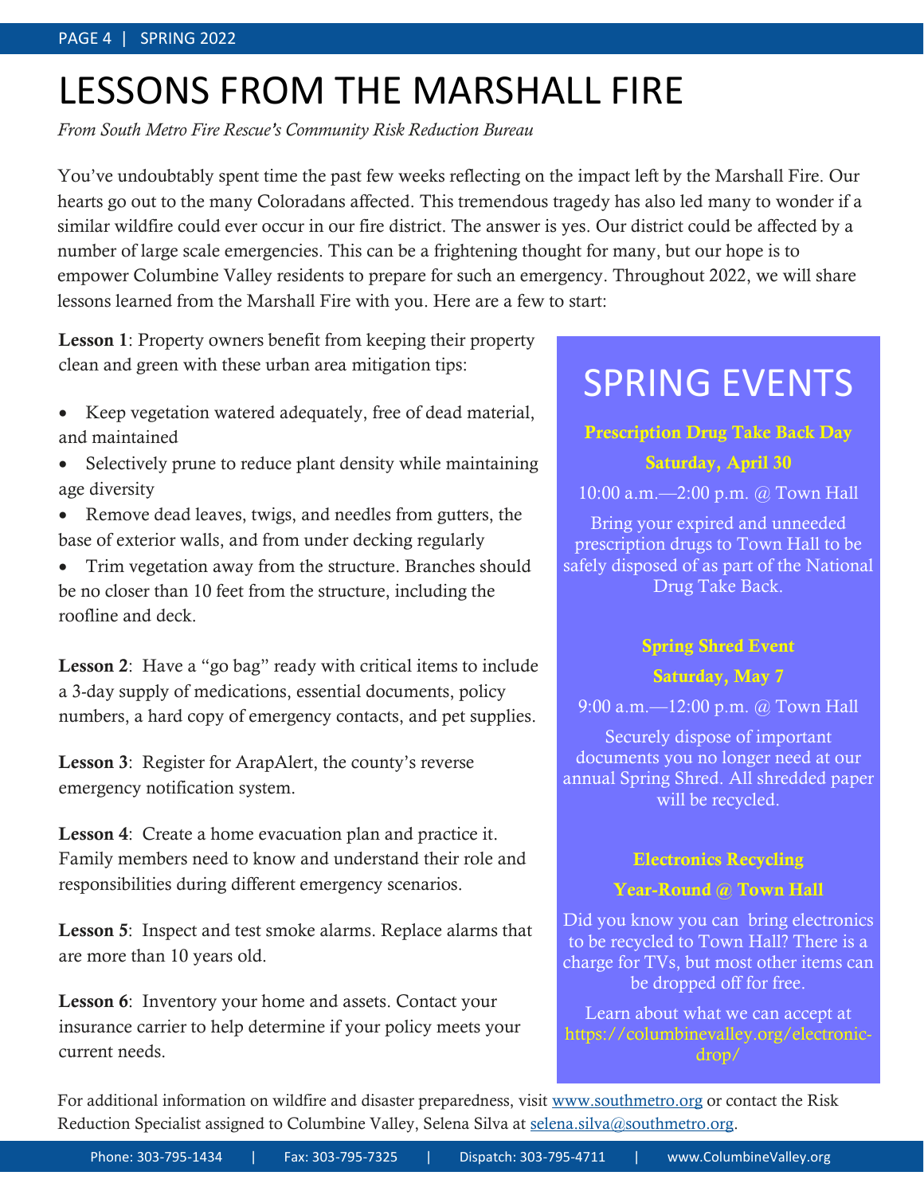# LESSONS FROM THE MARSHALL FIRE

*From South Metro Fire Rescue's Community Risk Reduction Bureau*

You've undoubtably spent time the past few weeks reflecting on the impact left by the Marshall Fire. Our hearts go out to the many Coloradans affected. This tremendous tragedy has also led many to wonder if a similar wildfire could ever occur in our fire district. The answer is yes. Our district could be affected by a number of large scale emergencies. This can be a frightening thought for many, but our hope is to empower Columbine Valley residents to prepare for such an emergency. Throughout 2022, we will share lessons learned from the Marshall Fire with you. Here are a few to start:

**Lesson 1**: Property owners benefit from keeping their property clean and green with these urban area mitigation tips:

- Keep vegetation watered adequately, free of dead material, and maintained
- Selectively prune to reduce plant density while maintaining age diversity
- Remove dead leaves, twigs, and needles from gutters, the base of exterior walls, and from under decking regularly
- Trim vegetation away from the structure. Branches should be no closer than 10 feet from the structure, including the roofline and deck.

**Lesson 2**: Have a "go bag" ready with critical items to include a 3-day supply of medications, essential documents, policy numbers, a hard copy of emergency contacts, and pet supplies.

**Lesson 3**: Register for ArapAlert, the county's reverse emergency notification system.

**Lesson 4**: Create a home evacuation plan and practice it. Family members need to know and understand their role and responsibilities during different emergency scenarios.

**Lesson 5**: Inspect and test smoke alarms. Replace alarms that are more than 10 years old.

**Lesson 6**: Inventory your home and assets. Contact your insurance carrier to help determine if your policy meets your current needs.

For additional information on wildfire and disaster preparedness, visit www.southmetro.org or contact the Risk Reduction Specialist assigned to Columbine Valley, Selena Silva at selena.silva@southmetro.org.

## SPRING EVENTS

**Prescription Drug Take Back Day**

**Saturday, April 30**

10:00 a.m.—2:00 p.m. @ Town Hall

Bring your expired and unneeded prescription drugs to Town Hall to be safely disposed of as part of the National Drug Take Back.

**Spring Shred Event**

**Saturday, May 7**

9:00 a.m.—12:00 p.m. @ Town Hall

Securely dispose of important documents you no longer need at our annual Spring Shred. All shredded paper will be recycled.

**Electronics Recycling**

**Year-Round @ Town Hall**

Did you know you can bring electronics to be recycled to Town Hall? There is a charge for TVs, but most other items can be dropped off for free.

Learn about what we can accept at https://columbinevalley.org/electronic-drop/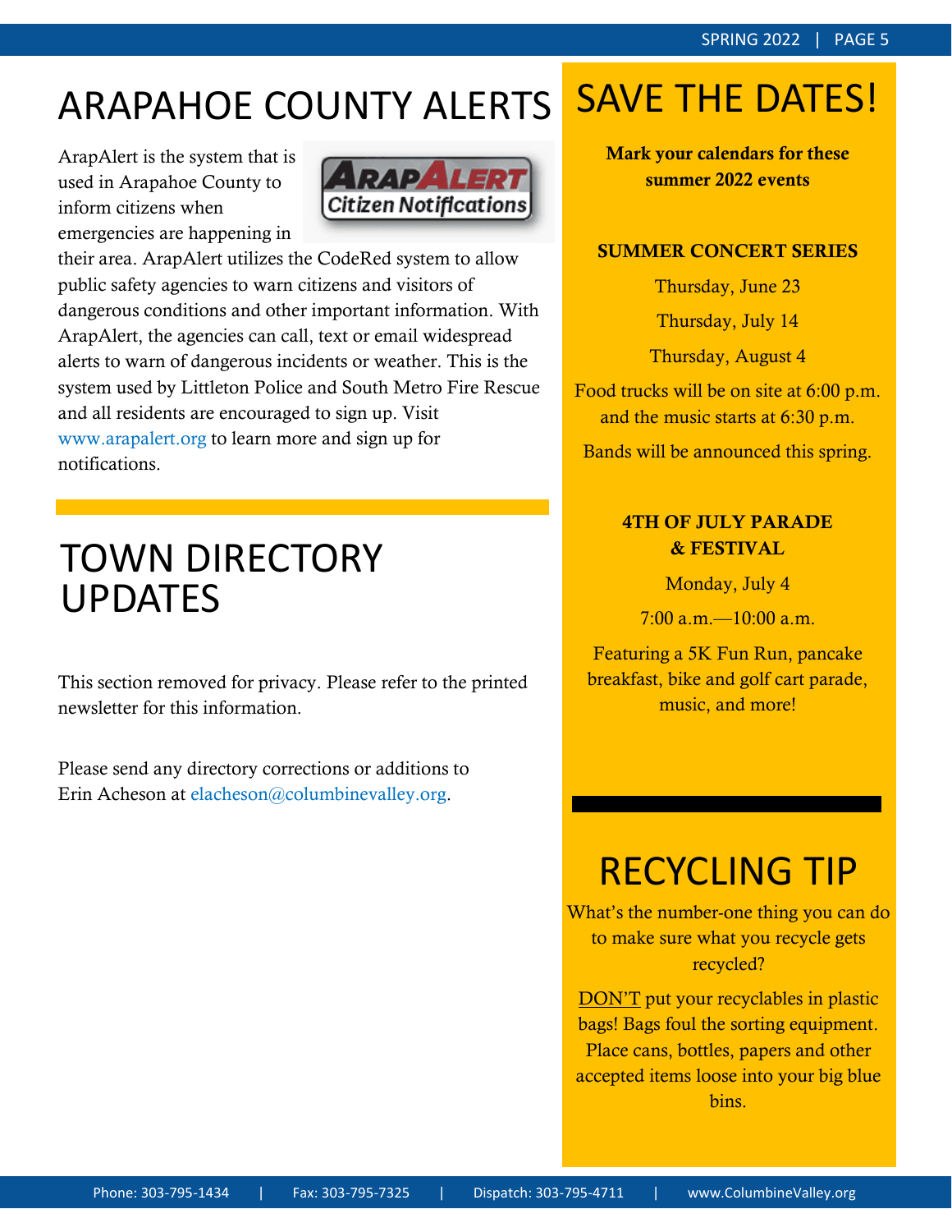# ARAPAHOE COUNTY ALERTS

ArapAlert is the system that is used in Arapahoe County to inform citizens when emergencies are happening in their area. ArapAlert utilizes the CodeRed system to allow public safety agencies to warn citizens and visitors of dangerous conditions and other important information. With ArapAlert, the agencies can call, text or email widespread alerts to warn of dangerous incidents or weather. This is the system used by Littleton Police and South Metro Fire Rescue and all residents are encouraged to sign up. Visit www.arapalert.org to learn more and sign up for notifications.

# TOWN DIRECTORY UPDATES

This section removed for privacy. Please refer to the printed newsletter for this information.

Please send any directory corrections or additions to Erin Acheson at elacheson@columbinevalley.org.

# SAVE THE DATES!

**Mark your calendars for these summer 2022 events**

**SUMMER CONCERT SERIES**

Thursday, June 23

Thursday, July 14

Thursday, August 4

Food trucks will be on site at 6:00 p.m. and the music starts at 6:30 p.m.

Bands will be announced this spring.

**4TH OF JULY PARADE & FESTIVAL**

Monday, July 4

7:00 a.m.—10:00 a.m.

Featuring a 5K Fun Run, pancake breakfast, bike and golf cart parade, music, and more!

# RECYCLING TIP

What's the number-one thing you can do to make sure what you recycle gets recycled?

DON'T put your recyclables in plastic bags! Bags foul the sorting equipment. Place cans, bottles, papers and other accepted items loose into your big blue bins.

Phone: 303-795-1434 | Fax: 303-795-7325 | Dispatch: 303-795-4711 | www.ColumbineValley.org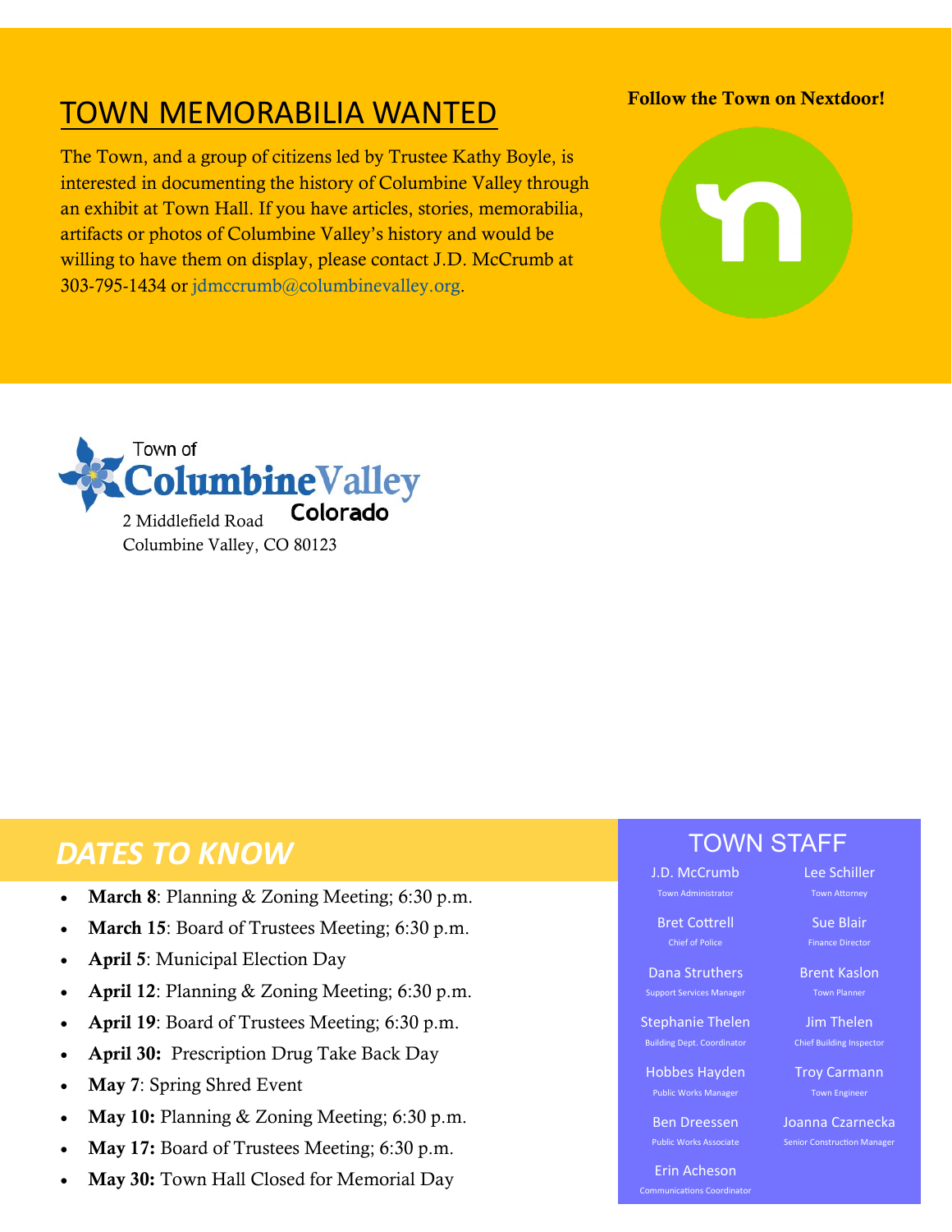## TOWN MEMORABILIA WANTED

The Town, and a group of citizens led by Trustee Kathy Boyle, is interested in documenting the history of Columbine Valley through an exhibit at Town Hall. If you have articles, stories, memorabilia, artifacts or photos of Columbine Valley's history and would be willing to have them on display, please contact J.D. McCrumb at 303-795-1434 or jdmccrumb@columbinevalley.org.

**Follow the Town on Nextdoor!**

Town of Columbine Valley Colorado

2 Middlefield Road
Columbine Valley, CO 80123

## *DATES TO KNOW*

- **March 8**: Planning & Zoning Meeting; 6:30 p.m.
- **March 15**: Board of Trustees Meeting; 6:30 p.m.
- **April 5**: Municipal Election Day
- **April 12**: Planning & Zoning Meeting; 6:30 p.m.
- **April 19**: Board of Trustees Meeting; 6:30 p.m.
- **April 30:** Prescription Drug Take Back Day
- **May 7**: Spring Shred Event
- **May 10:** Planning & Zoning Meeting; 6:30 p.m.
- **May 17:** Board of Trustees Meeting; 6:30 p.m.
- **May 30:** Town Hall Closed for Memorial Day

## TOWN STAFF

J.D. McCrumb
Town Administrator

Lee Schiller
Town Attorney

Bret Cottrell
Chief of Police

Sue Blair
Finance Director

Dana Struthers
Support Services Manager

Brent Kaslon
Town Planner

Stephanie Thelen
Building Dept. Coordinator

Jim Thelen
Chief Building Inspector

Hobbes Hayden
Public Works Manager

Troy Carmann
Town Engineer

Ben Dreessen
Public Works Associate

Joanna Czarnecka
Senior Construction Manager

Erin Acheson
Communications Coordinator